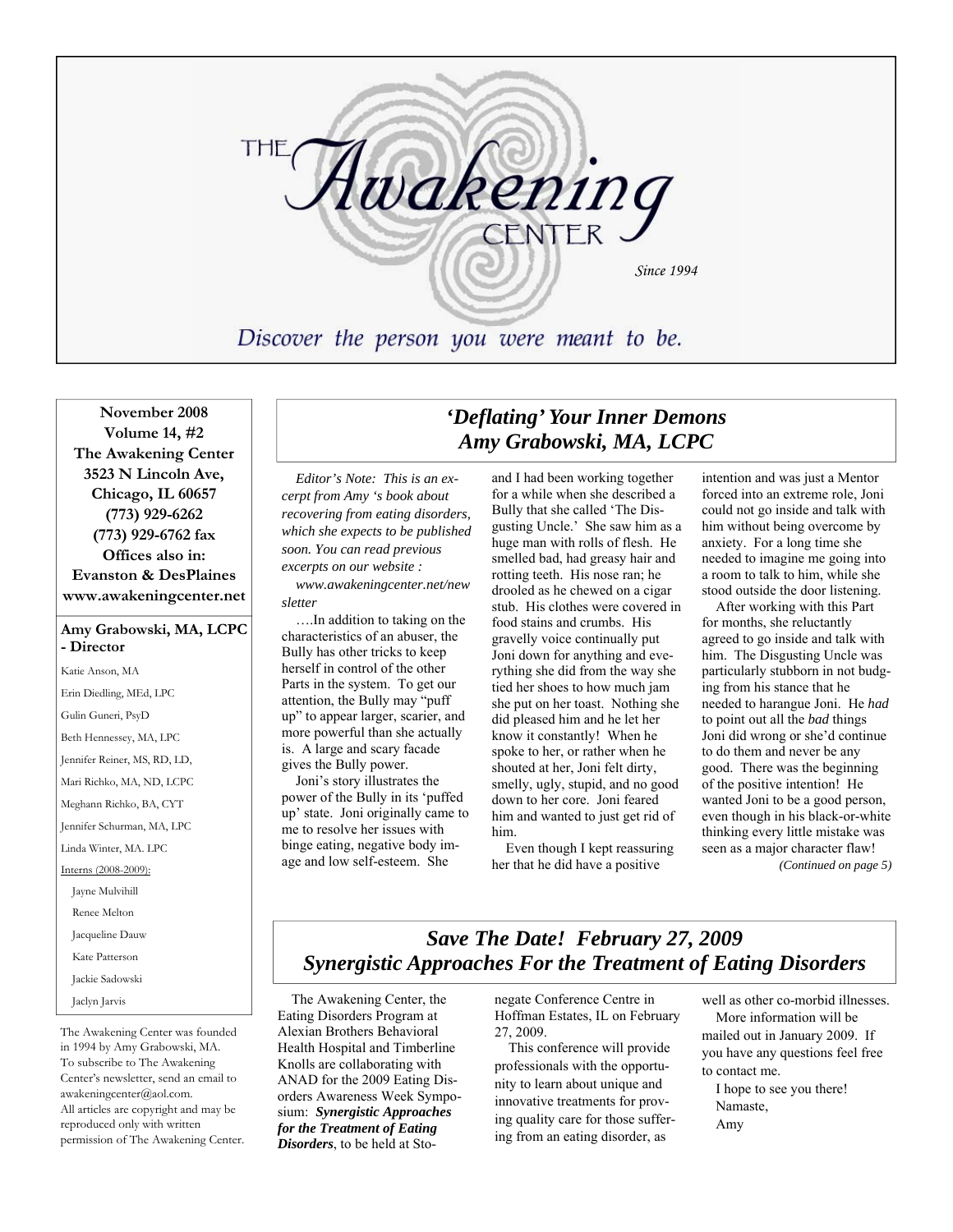# The Awakening Center

*Since 1994*

*Discover the person you were meant to be.*

**November 2008**
**Volume 14, #2**
**The Awakening Center**
**3523 N Lincoln Ave,**
**Chicago, IL 60657**
**(773) 929-6262**
**(773) 929-6762 fax**
**Offices also in:**
**Evanston & DesPlaines**
**www.awakeningcenter.net**

**Amy Grabowski, MA, LCPC - Director**

Katie Anson, MA

Erin Diedling, MEd, LPC

Gulin Guneri, PsyD

Beth Hennessey, MA, LPC

Jennifer Reiner, MS, RD, LD,

Mari Richko, MA, ND, LCPC

Meghann Richko, BA, CYT

Jennifer Schurman, MA, LPC

Linda Winter, MA. LPC

Interns (2008-2009):

- Jayne Mulvihill
- Renee Melton
- Jacqueline Dauw
- Kate Patterson
- Jackie Sadowski
- Jaclyn Jarvis

The Awakening Center was founded in 1994 by Amy Grabowski, MA. To subscribe to The Awakening Center's newsletter, send an email to awakeningcenter@aol.com. All articles are copyright and may be reproduced only with written permission of The Awakening Center.

## *'Deflating' Your Inner Demons*
## *Amy Grabowski, MA, LCPC*

*Editor's Note: This is an excerpt from Amy 's book about recovering from eating disorders, which she expects to be published soon. You can read previous excerpts on our website :*

*www.awakeningcenter.net/newsletter*

….In addition to taking on the characteristics of an abuser, the Bully has other tricks to keep herself in control of the other Parts in the system. To get our attention, the Bully may "puff up" to appear larger, scarier, and more powerful than she actually is. A large and scary facade gives the Bully power.

Joni's story illustrates the power of the Bully in its 'puffed up' state. Joni originally came to me to resolve her issues with binge eating, negative body image and low self-esteem. She and I had been working together for a while when she described a Bully that she called 'The Disgusting Uncle.' She saw him as a huge man with rolls of flesh. He smelled bad, had greasy hair and rotting teeth. His nose ran; he drooled as he chewed on a cigar stub. His clothes were covered in food stains and crumbs. His gravelly voice continually put Joni down for anything and everything she did from the way she tied her shoes to how much jam she put on her toast. Nothing she did pleased him and he let her know it constantly! When he spoke to her, or rather when he shouted at her, Joni felt dirty, smelly, ugly, stupid, and no good down to her core. Joni feared him and wanted to just get rid of him.

Even though I kept reassuring her that he did have a positive intention and was just a Mentor forced into an extreme role, Joni could not go inside and talk with him without being overcome by anxiety. For a long time she needed to imagine me going into a room to talk to him, while she stood outside the door listening.

After working with this Part for months, she reluctantly agreed to go inside and talk with him. The Disgusting Uncle was particularly stubborn in not budging from his stance that he needed to harangue Joni. He *had* to point out all the *bad* things Joni did wrong or she'd continue to do them and never be any good. There was the beginning of the positive intention! He wanted Joni to be a good person, even though in his black-or-white thinking every little mistake was seen as a major character flaw!

*(Continued on page 5)*

## *Save The Date! February 27, 2009*
## *Synergistic Approaches For the Treatment of Eating Disorders*

The Awakening Center, the Eating Disorders Program at Alexian Brothers Behavioral Health Hospital and Timberline Knolls are collaborating with ANAD for the 2009 Eating Disorders Awareness Week Symposium: ***Synergistic Approaches for the Treatment of Eating Disorders***, to be held at Stonegate Conference Centre in Hoffman Estates, IL on February 27, 2009.

This conference will provide professionals with the opportunity to learn about unique and innovative treatments for providing quality care for those suffering from an eating disorder, as well as other co-morbid illnesses.

More information will be mailed out in January 2009. If you have any questions feel free to contact me.

I hope to see you there!

Namaste,

Amy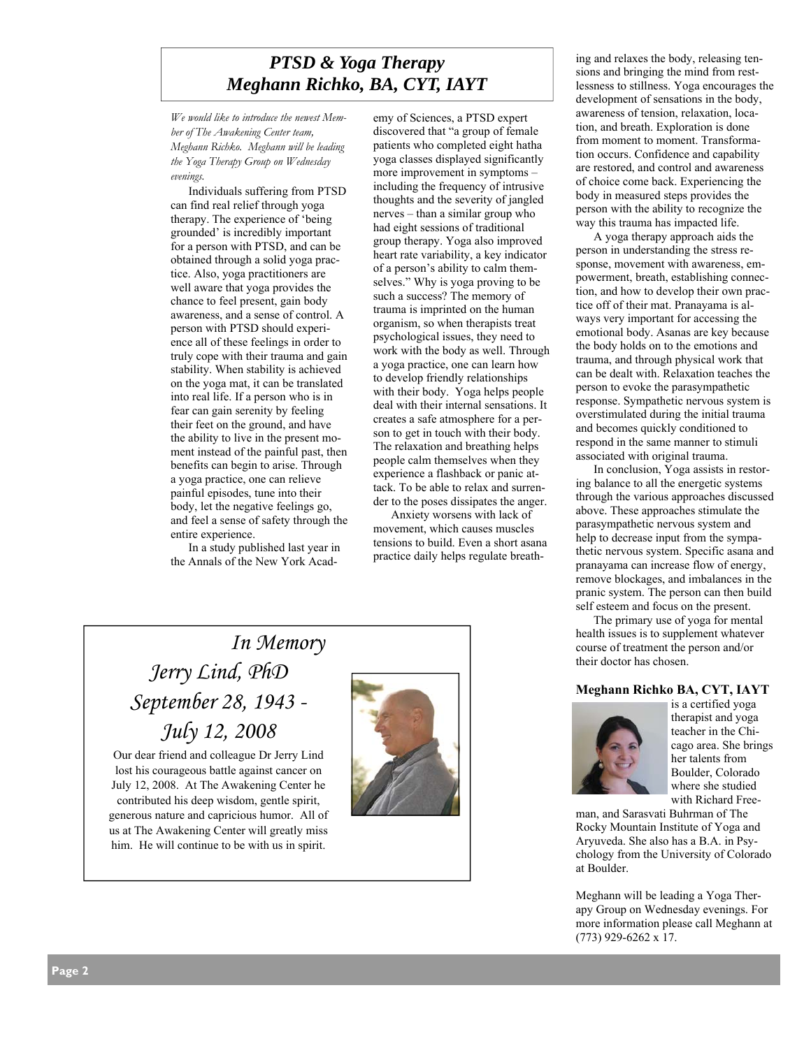## PTSD & Yoga Therapy
## Meghann Richko, BA, CYT, IAYT

*We would like to introduce the newest Member of The Awakening Center team, Meghann Richko. Meghann will be leading the Yoga Therapy Group on Wednesday evenings.*

Individuals suffering from PTSD can find real relief through yoga therapy. The experience of 'being grounded' is incredibly important for a person with PTSD, and can be obtained through a solid yoga practice. Also, yoga practitioners are well aware that yoga provides the chance to feel present, gain body awareness, and a sense of control. A person with PTSD should experience all of these feelings in order to truly cope with their trauma and gain stability. When stability is achieved on the yoga mat, it can be translated into real life. If a person who is in fear can gain serenity by feeling their feet on the ground, and have the ability to live in the present moment instead of the painful past, then benefits can begin to arise. Through a yoga practice, one can relieve painful episodes, tune into their body, let the negative feelings go, and feel a sense of safety through the entire experience.

In a study published last year in the Annals of the New York Academy of Sciences, a PTSD expert discovered that "a group of female patients who completed eight hatha yoga classes displayed significantly more improvement in symptoms – including the frequency of intrusive thoughts and the severity of jangled nerves – than a similar group who had eight sessions of traditional group therapy. Yoga also improved heart rate variability, a key indicator of a person's ability to calm themselves." Why is yoga proving to be such a success? The memory of trauma is imprinted on the human organism, so when therapists treat psychological issues, they need to work with the body as well. Through a yoga practice, one can learn how to develop friendly relationships with their body. Yoga helps people deal with their internal sensations. It creates a safe atmosphere for a person to get in touch with their body. The relaxation and breathing helps people calm themselves when they experience a flashback or panic attack. To be able to relax and surrender to the poses dissipates the anger.

Anxiety worsens with lack of movement, which causes muscles tensions to build. Even a short asana practice daily helps regulate breathing and relaxes the body, releasing tensions and bringing the mind from restlessness to stillness. Yoga encourages the development of sensations in the body, awareness of tension, relaxation, location, and breath. Exploration is done from moment to moment. Transformation occurs. Confidence and capability are restored, and control and awareness of choice come back. Experiencing the body in measured steps provides the person with the ability to recognize the way this trauma has impacted life.

A yoga therapy approach aids the person in understanding the stress response, movement with awareness, empowerment, breath, establishing connection, and how to develop their own practice off of their mat. Pranayama is always very important for accessing the emotional body. Asanas are key because the body holds on to the emotions and trauma, and through physical work that can be dealt with. Relaxation teaches the person to evoke the parasympathetic response. Sympathetic nervous system is overstimulated during the initial trauma and becomes quickly conditioned to respond in the same manner to stimuli associated with original trauma.

In conclusion, Yoga assists in restoring balance to all the energetic systems through the various approaches discussed above. These approaches stimulate the parasympathetic nervous system and help to decrease input from the sympathetic nervous system. Specific asana and pranayama can increase flow of energy, remove blockages, and imbalances in the pranic system. The person can then build self esteem and focus on the present.

The primary use of yoga for mental health issues is to supplement whatever course of treatment the person and/or their doctor has chosen.

**Meghann Richko BA, CYT, IAYT** is a certified yoga therapist and yoga teacher in the Chicago area. She brings her talents from Boulder, Colorado where she studied with Richard Freeman, and Sarasvati Buhrman of The Rocky Mountain Institute of Yoga and Aryuveda. She also has a B.A. in Psychology from the University of Colorado at Boulder.

Meghann will be leading a Yoga Therapy Group on Wednesday evenings. For more information please call Meghann at (773) 929-6262 x 17.

---

## In Memory
## Jerry Lind, PhD
## September 28, 1943 - July 12, 2008

Our dear friend and colleague Dr Jerry Lind lost his courageous battle against cancer on July 12, 2008. At The Awakening Center he contributed his deep wisdom, gentle spirit, generous nature and capricious humor. All of us at The Awakening Center will greatly miss him. He will continue to be with us in spirit.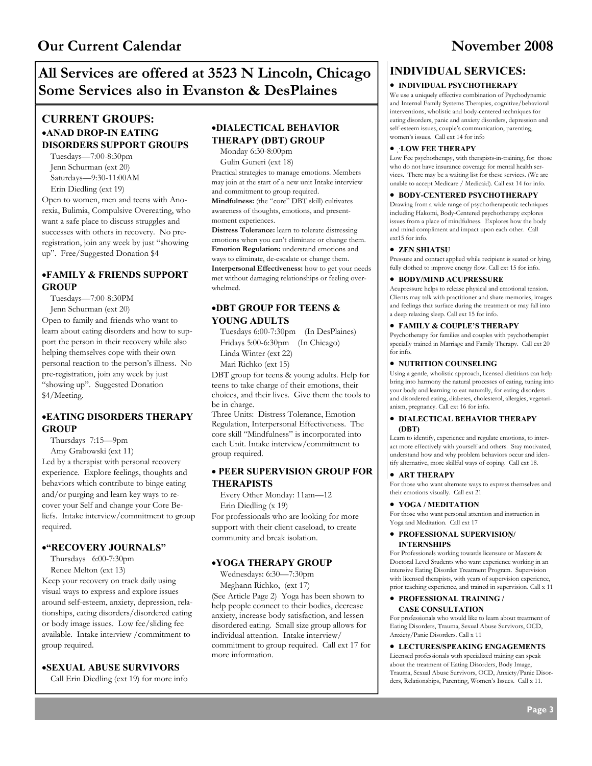# Our Current Calendar

# November 2008

## All Services are offered at 3523 N Lincoln, Chicago Some Services also in Evanston & DesPlaines

## CURRENT GROUPS:

### •ANAD DROP-IN EATING DISORDERS SUPPORT GROUPS

Tuesdays—7:00-8:30pm
Jenn Schurman (ext 20)
Saturdays—9:30-11:00AM
Erin Diedling (ext 19)

Open to women, men and teens with Anorexia, Bulimia, Compulsive Overeating, who want a safe place to discuss struggles and successes with others in recovery. No pre-registration, join any week by just "showing up". Free/Suggested Donation $4

### •FAMILY & FRIENDS SUPPORT GROUP

Tuesdays—7:00-8:30PM
Jenn Schurman (ext 20)

Open to family and friends who want to learn about eating disorders and how to support the person in their recovery while also helping themselves cope with their own personal reaction to the person's illness. No pre-registration, join any week by just "showing up". Suggested Donation $4/Meeting.

### •EATING DISORDERS THERAPY GROUP

Thursdays 7:15—9pm
Amy Grabowski (ext 11)

Led by a therapist with personal recovery experience. Explore feelings, thoughts and behaviors which contribute to binge eating and/or purging and learn key ways to recover your Self and change your Core Beliefs. Intake interview/commitment to group required.

### •"RECOVERY JOURNALS"

Thursdays 6:00-7:30pm
Renee Melton (ext 13)

Keep your recovery on track daily using visual ways to express and explore issues around self-esteem, anxiety, depression, relationships, eating disorders/disordered eating or body image issues. Low fee/sliding fee available. Intake interview /commitment to group required.

### •SEXUAL ABUSE SURVIVORS

Call Erin Diedling (ext 19) for more info

### •DIALECTICAL BEHAVIOR THERAPY (DBT) GROUP

Monday 6:30-8:00pm
Gulin Guneri (ext 18)

Practical strategies to manage emotions. Members may join at the start of a new unit Intake interview and commitment to group required.

**Mindfulness:** (the "core" DBT skill) cultivates awareness of thoughts, emotions, and present-moment experiences.

**Distress Tolerance:** learn to tolerate distressing emotions when you can't eliminate or change them.

**Emotion Regulation:** understand emotions and ways to eliminate, de-escalate or change them.

**Interpersonal Effectiveness:** how to get your needs met without damaging relationships or feeling overwhelmed.

### •DBT GROUP FOR TEENS & YOUNG ADULTS

Tuesdays 6:00-7:30pm (In DesPlaines)
Fridays 5:00-6:30pm (In Chicago)
Linda Winter (ext 22)
Mari Richko (ext 15)

DBT group for teens & young adults. Help for teens to take charge of their emotions, their choices, and their lives. Give them the tools to be in charge.

Three Units: Distress Tolerance, Emotion Regulation, Interpersonal Effectiveness. The core skill "Mindfulness" is incorporated into each Unit. Intake interview/commitment to group required.

### • PEER SUPERVISION GROUP FOR THERAPISTS

Every Other Monday: 11am—12
Erin Diedling (x 19)

For professionals who are looking for more support with their client caseload, to create community and break isolation.

### •YOGA THERAPY GROUP

Wednesdays: 6:30—7:30pm
Meghann Richko, (ext 17)

(See Article Page 2) Yoga has been shown to help people connect to their bodies, decrease anxiety, increase body satisfaction, and lessen disordered eating. Small size group allows for individual attention. Intake interview/ commitment to group required. Call ext 17 for more information.

## INDIVIDUAL SERVICES:

- **INDIVIDUAL PSYCHOTHERAPY**

We use a uniquely effective combination of Psychodynamic and Internal Family Systems Therapies, cognitive/behavioral interventions, wholistic and body-centered techniques for eating disorders, panic and anxiety disorders, depression and self-esteem issues, couple's communication, parenting, women's issues. Call ext 14 for info

- **LOW FEE THERAPY**

Low Fee psychotherapy, with therapists-in-training, for those who do not have insurance coverage for mental health services. There may be a waiting list for these services. (We are unable to accept Medicare / Medicaid). Call ext 14 for info.

- **BODY-CENTERED PSYCHOTHERAPY**

Drawing from a wide range of psychotherapeutic techniques including Hakomi, Body-Centered psychotherapy explores issues from a place of mindfulness. Explores how the body and mind compliment and impact upon each other. Call ext15 for info.

- **ZEN SHIATSU**

Pressure and contact applied while recipient is seated or lying, fully clothed to improve energy flow. Call ext 15 for info.

- **BODY/MIND ACUPRESSURE**

Acupressure helps to release physical and emotional tension. Clients may talk with practitioner and share memories, images and feelings that surface during the treatment or may fall into a deep relaxing sleep. Call ext 15 for info.

- **FAMILY & COUPLE'S THERAPY**

Psychotherapy for families and couples with psychotherapist specially trained in Marriage and Family Therapy. Call ext 20 for info.

- **NUTRITION COUNSELING**

Using a gentle, wholistic approach, licensed dietitians can help bring into harmony the natural processes of eating, tuning into your body and learning to eat naturally, for eating disorders and disordered eating, diabetes, cholesterol, allergies, vegetarianism, pregnancy. Call ext 16 for info.

- **DIALECTICAL BEHAVIOR THERAPY (DBT)**

Learn to identify, experience and regulate emotions, to interact more effectively with yourself and others. Stay motivated, understand how and why problem behaviors occur and identify alternative, more skillful ways of coping. Call ext 18.

- **ART THERAPY**

For those who want alternate ways to express themselves and their emotions visually. Call ext 21

- **YOGA / MEDITATION**

For those who want personal attention and instruction in Yoga and Meditation. Call ext 17

- **PROFESSIONAL SUPERVISION/ INTERNSHIPS**

For Professionals working towards licensure or Masters & Doctoral Level Students who want experience working in an intensive Eating Disorder Treatment Program. Supervision with licensed therapists, with years of supervision experience, prior teaching experience, and trained in supervision. Call x 11

- **PROFESSIONAL TRAINING / CASE CONSULTATION**

For professionals who would like to learn about treatment of Eating Disorders, Trauma, Sexual Abuse Survivors, OCD, Anxiety/Panic Disorders. Call x 11

- **LECTURES/SPEAKING ENGAGEMENTS**

Licensed professionals with specialized training can speak about the treatment of Eating Disorders, Body Image, Trauma, Sexual Abuse Survivors, OCD, Anxiety/Panic Disorders, Relationships, Parenting, Women's Issues. Call x 11.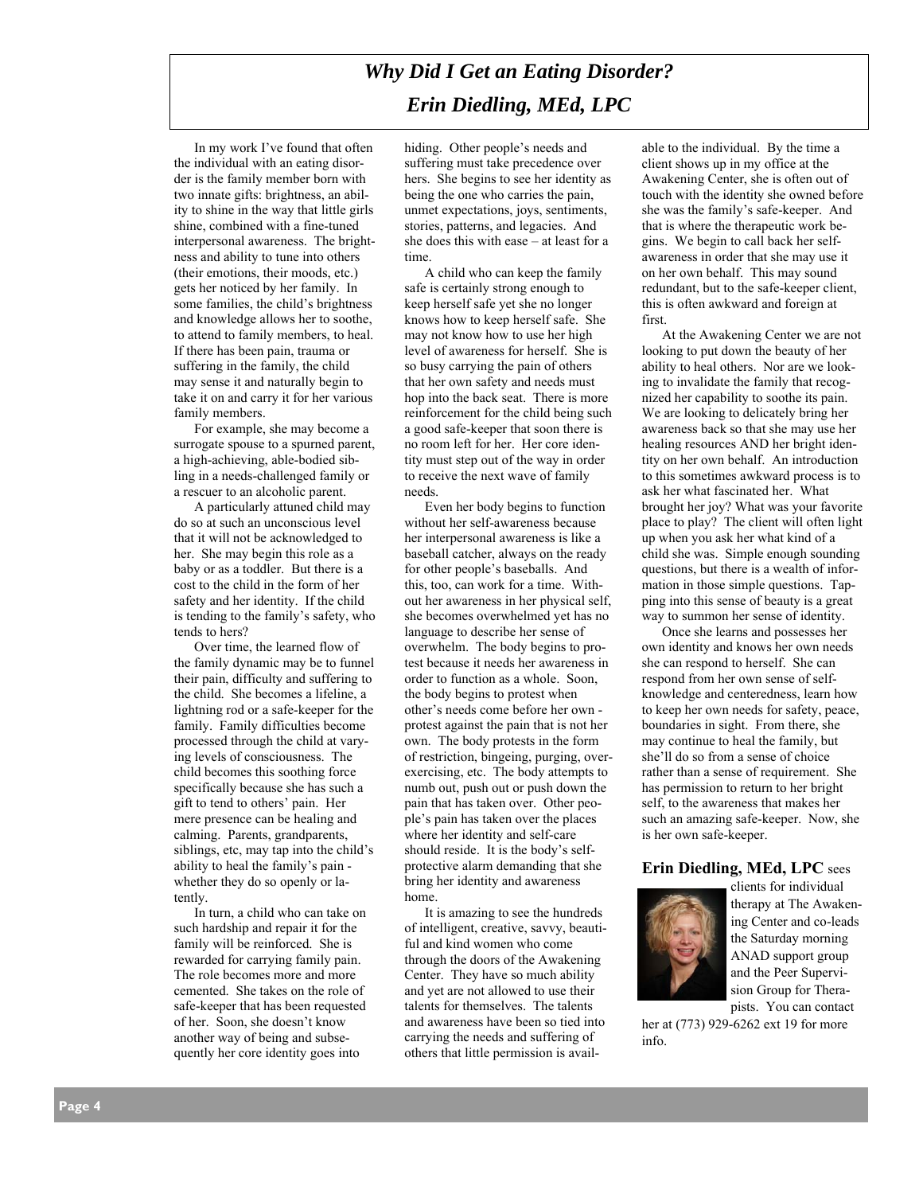# *Why Did I Get an Eating Disorder?*

## *Erin Diedling, MEd, LPC*

In my work I've found that often the individual with an eating disorder is the family member born with two innate gifts: brightness, an ability to shine in the way that little girls shine, combined with a fine-tuned interpersonal awareness. The brightness and ability to tune into others (their emotions, their moods, etc.) gets her noticed by her family. In some families, the child's brightness and knowledge allows her to soothe, to attend to family members, to heal. If there has been pain, trauma or suffering in the family, the child may sense it and naturally begin to take it on and carry it for her various family members.

For example, she may become a surrogate spouse to a spurned parent, a high-achieving, able-bodied sibling in a needs-challenged family or a rescuer to an alcoholic parent.

A particularly attuned child may do so at such an unconscious level that it will not be acknowledged to her. She may begin this role as a baby or as a toddler. But there is a cost to the child in the form of her safety and her identity. If the child is tending to the family's safety, who tends to hers?

Over time, the learned flow of the family dynamic may be to funnel their pain, difficulty and suffering to the child. She becomes a lifeline, a lightning rod or a safe-keeper for the family. Family difficulties become processed through the child at varying levels of consciousness. The child becomes this soothing force specifically because she has such a gift to tend to others' pain. Her mere presence can be healing and calming. Parents, grandparents, siblings, etc, may tap into the child's ability to heal the family's pain - whether they do so openly or latently.

In turn, a child who can take on such hardship and repair it for the family will be reinforced. She is rewarded for carrying family pain. The role becomes more and more cemented. She takes on the role of safe-keeper that has been requested of her. Soon, she doesn't know another way of being and subsequently her core identity goes into hiding. Other people's needs and suffering must take precedence over hers. She begins to see her identity as being the one who carries the pain, unmet expectations, joys, sentiments, stories, patterns, and legacies. And she does this with ease – at least for a time.

A child who can keep the family safe is certainly strong enough to keep herself safe yet she no longer knows how to keep herself safe. She may not know how to use her high level of awareness for herself. She is so busy carrying the pain of others that her own safety and needs must hop into the back seat. There is more reinforcement for the child being such a good safe-keeper that soon there is no room left for her. Her core identity must step out of the way in order to receive the next wave of family needs.

Even her body begins to function without her self-awareness because her interpersonal awareness is like a baseball catcher, always on the ready for other people's baseballs. And this, too, can work for a time. Without her awareness in her physical self, she becomes overwhelmed yet has no language to describe her sense of overwhelm. The body begins to protest because it needs her awareness in order to function as a whole. Soon, the body begins to protest when other's needs come before her own - protest against the pain that is not her own. The body protests in the form of restriction, bingeing, purging, over-exercising, etc. The body attempts to numb out, push out or push down the pain that has taken over. Other people's pain has taken over the places where her identity and self-care should reside. It is the body's self-protective alarm demanding that she bring her identity and awareness home.

It is amazing to see the hundreds of intelligent, creative, savvy, beautiful and kind women who come through the doors of the Awakening Center. They have so much ability and yet are not allowed to use their talents for themselves. The talents and awareness have been so tied into carrying the needs and suffering of others that little permission is available to the individual. By the time a client shows up in my office at the Awakening Center, she is often out of touch with the identity she owned before she was the family's safe-keeper. And that is where the therapeutic work begins. We begin to call back her self-awareness in order that she may use it on her own behalf. This may sound redundant, but to the safe-keeper client, this is often awkward and foreign at first.

At the Awakening Center we are not looking to put down the beauty of her ability to heal others. Nor are we looking to invalidate the family that recognized her capability to soothe its pain. We are looking to delicately bring her awareness back so that she may use her healing resources AND her bright identity on her own behalf. An introduction to this sometimes awkward process is to ask her what fascinated her. What brought her joy? What was your favorite place to play? The client will often light up when you ask her what kind of a child she was. Simple enough sounding questions, but there is a wealth of information in those simple questions. Tapping into this sense of beauty is a great way to summon her sense of identity.

Once she learns and possesses her own identity and knows her own needs she can respond to herself. She can respond from her own sense of self-knowledge and centeredness, learn how to keep her own needs for safety, peace, boundaries in sight. From there, she may continue to heal the family, but she'll do so from a sense of choice rather than a sense of requirement. She has permission to return to her bright self, to the awareness that makes her such an amazing safe-keeper. Now, she is her own safe-keeper.

**Erin Diedling, MEd, LPC** sees clients for individual therapy at The Awakening Center and co-leads the Saturday morning ANAD support group and the Peer Supervision Group for Therapists. You can contact her at (773) 929-6262 ext 19 for more info.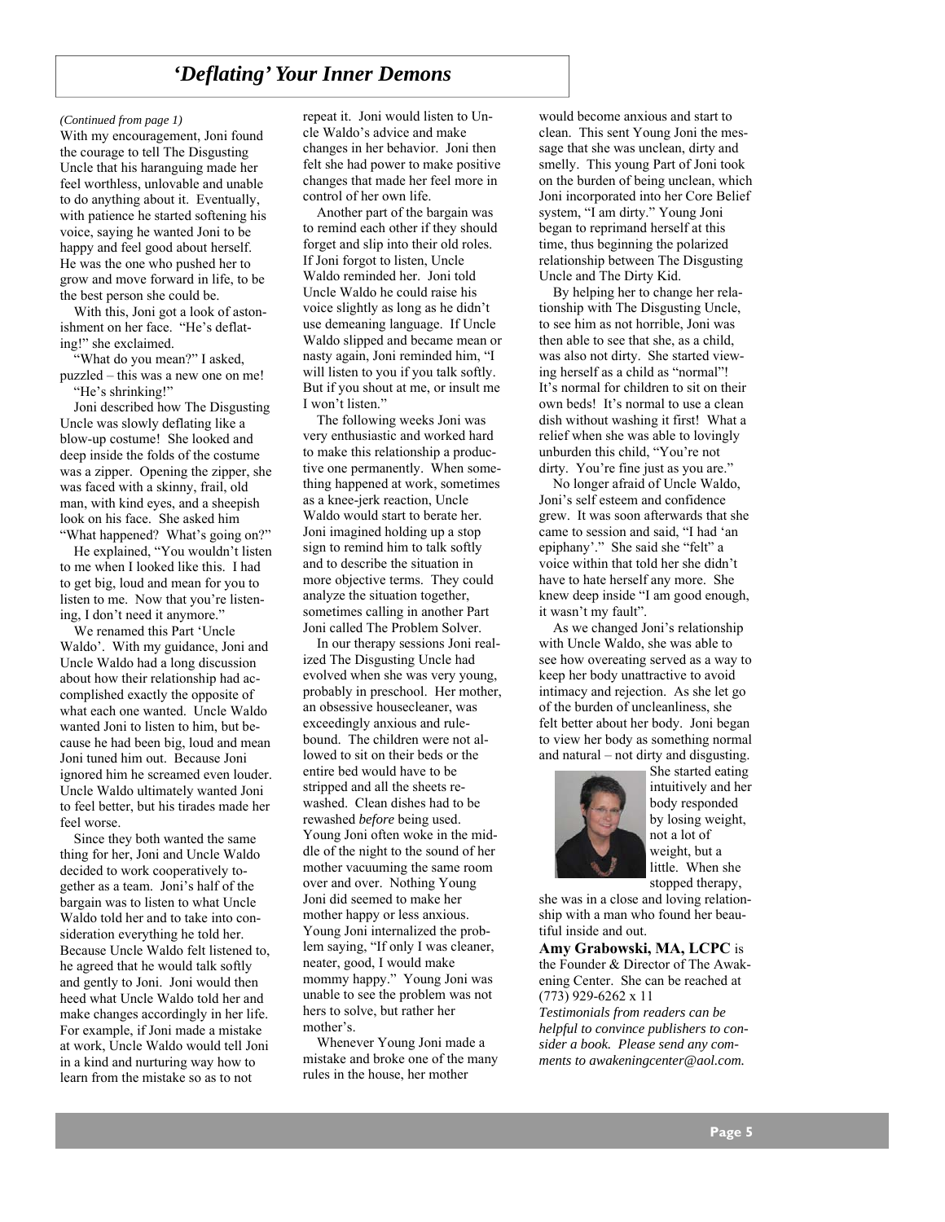# *'Deflating' Your Inner Demons*

*(Continued from page 1)*

With my encouragement, Joni found the courage to tell The Disgusting Uncle that his haranguing made her feel worthless, unlovable and unable to do anything about it. Eventually, with patience he started softening his voice, saying he wanted Joni to be happy and feel good about herself. He was the one who pushed her to grow and move forward in life, to be the best person she could be.

With this, Joni got a look of astonishment on her face. "He's deflating!" she exclaimed.

"What do you mean?" I asked, puzzled – this was a new one on me!

"He's shrinking!"

Joni described how The Disgusting Uncle was slowly deflating like a blow-up costume! She looked and deep inside the folds of the costume was a zipper. Opening the zipper, she was faced with a skinny, frail, old man, with kind eyes, and a sheepish look on his face. She asked him "What happened? What's going on?"

He explained, "You wouldn't listen to me when I looked like this. I had to get big, loud and mean for you to listen to me. Now that you're listening, I don't need it anymore."

We renamed this Part 'Uncle Waldo'. With my guidance, Joni and Uncle Waldo had a long discussion about how their relationship had accomplished exactly the opposite of what each one wanted. Uncle Waldo wanted Joni to listen to him, but because he had been big, loud and mean Joni tuned him out. Because Joni ignored him he screamed even louder. Uncle Waldo ultimately wanted Joni to feel better, but his tirades made her feel worse.

Since they both wanted the same thing for her, Joni and Uncle Waldo decided to work cooperatively together as a team. Joni's half of the bargain was to listen to what Uncle Waldo told her and to take into consideration everything he told her. Because Uncle Waldo felt listened to, he agreed that he would talk softly and gently to Joni. Joni would then heed what Uncle Waldo told her and make changes accordingly in her life. For example, if Joni made a mistake at work, Uncle Waldo would tell Joni in a kind and nurturing way how to learn from the mistake so as to not repeat it. Joni would listen to Uncle Waldo's advice and make changes in her behavior. Joni then felt she had power to make positive changes that made her feel more in control of her own life.

Another part of the bargain was to remind each other if they should forget and slip into their old roles. If Joni forgot to listen, Uncle Waldo reminded her. Joni told Uncle Waldo he could raise his voice slightly as long as he didn't use demeaning language. If Uncle Waldo slipped and became mean or nasty again, Joni reminded him, "I will listen to you if you talk softly. But if you shout at me, or insult me I won't listen."

The following weeks Joni was very enthusiastic and worked hard to make this relationship a productive one permanently. When something happened at work, sometimes as a knee-jerk reaction, Uncle Waldo would start to berate her. Joni imagined holding up a stop sign to remind him to talk softly and to describe the situation in more objective terms. They could analyze the situation together, sometimes calling in another Part Joni called The Problem Solver.

In our therapy sessions Joni realized The Disgusting Uncle had evolved when she was very young, probably in preschool. Her mother, an obsessive housecleaner, was exceedingly anxious and rule-bound. The children were not allowed to sit on their beds or the entire bed would have to be stripped and all the sheets rewashed. Clean dishes had to be rewashed *before* being used. Young Joni often woke in the middle of the night to the sound of her mother vacuuming the same room over and over. Nothing Young Joni did seemed to make her mother happy or less anxious. Young Joni internalized the problem saying, "If only I was cleaner, neater, good, I would make mommy happy." Young Joni was unable to see the problem was not hers to solve, but rather her mother's.

Whenever Young Joni made a mistake and broke one of the many rules in the house, her mother would become anxious and start to clean. This sent Young Joni the message that she was unclean, dirty and smelly. This young Part of Joni took on the burden of being unclean, which Joni incorporated into her Core Belief system, "I am dirty." Young Joni began to reprimand herself at this time, thus beginning the polarized relationship between The Disgusting Uncle and The Dirty Kid.

By helping her to change her relationship with The Disgusting Uncle, to see him as not horrible, Joni was then able to see that she, as a child, was also not dirty. She started viewing herself as a child as "normal"! It's normal for children to sit on their own beds! It's normal to use a clean dish without washing it first! What a relief when she was able to lovingly unburden this child, "You're not dirty. You're fine just as you are."

No longer afraid of Uncle Waldo, Joni's self esteem and confidence grew. It was soon afterwards that she came to session and said, "I had 'an epiphany'." She said she "felt" a voice within that told her she didn't have to hate herself any more. She knew deep inside "I am good enough, it wasn't my fault".

As we changed Joni's relationship with Uncle Waldo, she was able to see how overeating served as a way to keep her body unattractive to avoid intimacy and rejection. As she let go of the burden of uncleanliness, she felt better about her body. Joni began to view her body as something normal and natural – not dirty and disgusting. She started eating intuitively and her body responded by losing weight, not a lot of weight, but a little. When she stopped therapy, she was in a close and loving relationship with a man who found her beautiful inside and out.

**Amy Grabowski, MA, LCPC** is the Founder & Director of The Awakening Center. She can be reached at (773) 929-6262 x 11

*Testimonials from readers can be helpful to convince publishers to consider a book. Please send any comments to awakeningcenter@aol.com.*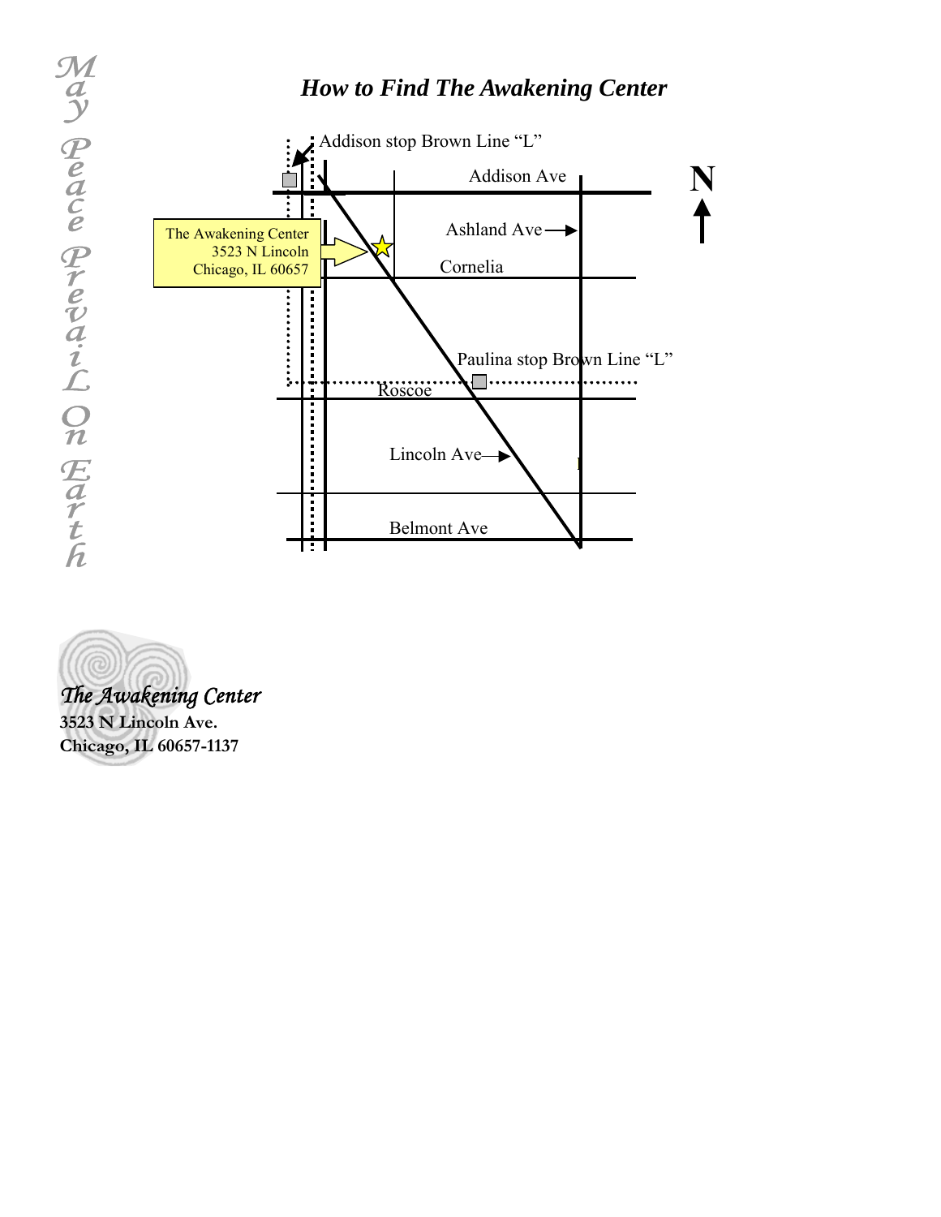# *How to Find The Awakening Center*

Addison stop Brown Line "L"

Addison Ave

N

Ashland Ave

The Awakening Center
3523 N Lincoln
Chicago, IL 60657

Cornelia

Paulina stop Brown Line "L"

Roscoe

Lincoln Ave

Belmont Ave

May Peace Prevail On Earth

*The Awakening Center*
**3523 N Lincoln Ave.**
**Chicago, IL 60657-1137**